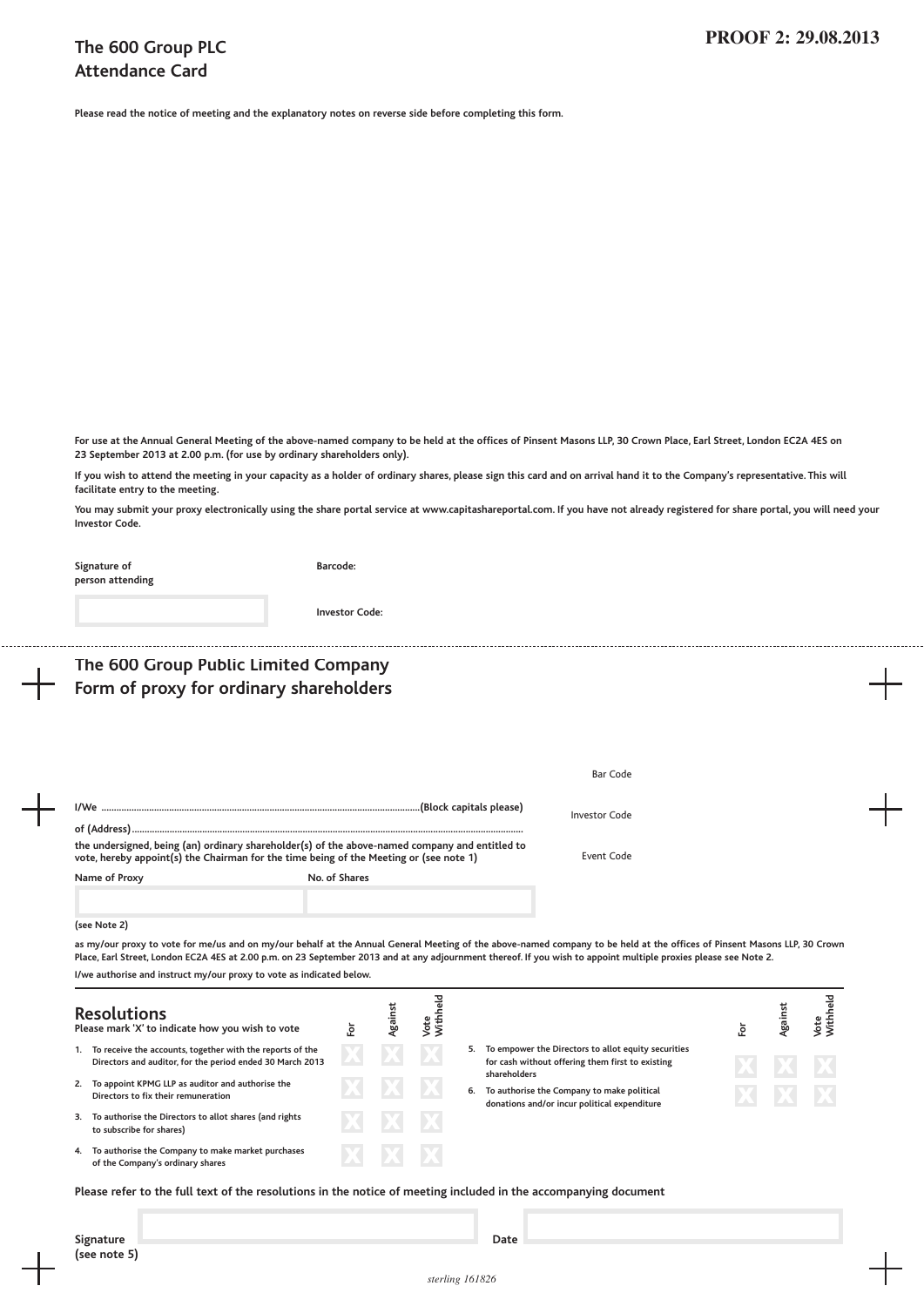# The 600 Group PLC
# Attendance Card

**Please read the notice of meeting and the explanatory notes on reverse side before completing this form.**

**For use at the Annual General Meeting of the above-named company to be held at the offices of Pinsent Masons LLP, 30 Crown Place, Earl Street, London EC2A 4ES on 23 September 2013 at 2.00 p.m. (for use by ordinary shareholders only).**

**If you wish to attend the meeting in your capacity as a holder of ordinary shares, please sign this card and on arrival hand it to the Company's representative. This will facilitate entry to the meeting.**

**You may submit your proxy electronically using the share portal service at www.capitashareportal.com. If you have not already registered for share portal, you will need your Investor Code.**

**Signature of person attending**

**Barcode:**

**Investor Code:**

---

## The 600 Group Public Limited Company
## Form of proxy for ordinary shareholders

Bar Code

Investor Code

Event Code

**I/We** ..........................................................................................................**(Block capitals please)**

**of (Address)**..........................................................................................................................................

**the undersigned, being (an) ordinary shareholder(s) of the above-named company and entitled to vote, hereby appoint(s) the Chairman for the time being of the Meeting or (see note 1)**

| Name of Proxy | No. of Shares |
|---|---|
| | |

**(see Note 2)**

**as my/our proxy to vote for me/us and on my/our behalf at the Annual General Meeting of the above-named company to be held at the offices of Pinsent Masons LLP, 30 Crown Place, Earl Street, London EC2A 4ES at 2.00 p.m. on 23 September 2013 and at any adjournment thereof. If you wish to appoint multiple proxies please see Note 2.**

**I/we authorise and instruct my/our proxy to vote as indicated below.**

### Resolutions

**Please mark 'X' to indicate how you wish to vote**

| Resolution | For | Against | Vote Withheld |
|---|---|---|---|
| 1. To receive the accounts, together with the reports of the Directors and auditor, for the period ended 30 March 2013 | X | X | X |
| 2. To appoint KPMG LLP as auditor and authorise the Directors to fix their remuneration | X | X | X |
| 3. To authorise the Directors to allot shares (and rights to subscribe for shares) | X | X | X |
| 4. To authorise the Company to make market purchases of the Company's ordinary shares | X | X | X |
| 5. To empower the Directors to allot equity securities for cash without offering them first to existing shareholders | X | X | X |
| 6. To authorise the Company to make political donations and/or incur political expenditure | X | X | X |

**Please refer to the full text of the resolutions in the notice of meeting included in the accompanying document**

**Signature (see note 5)**

**Date**

*sterling 161826*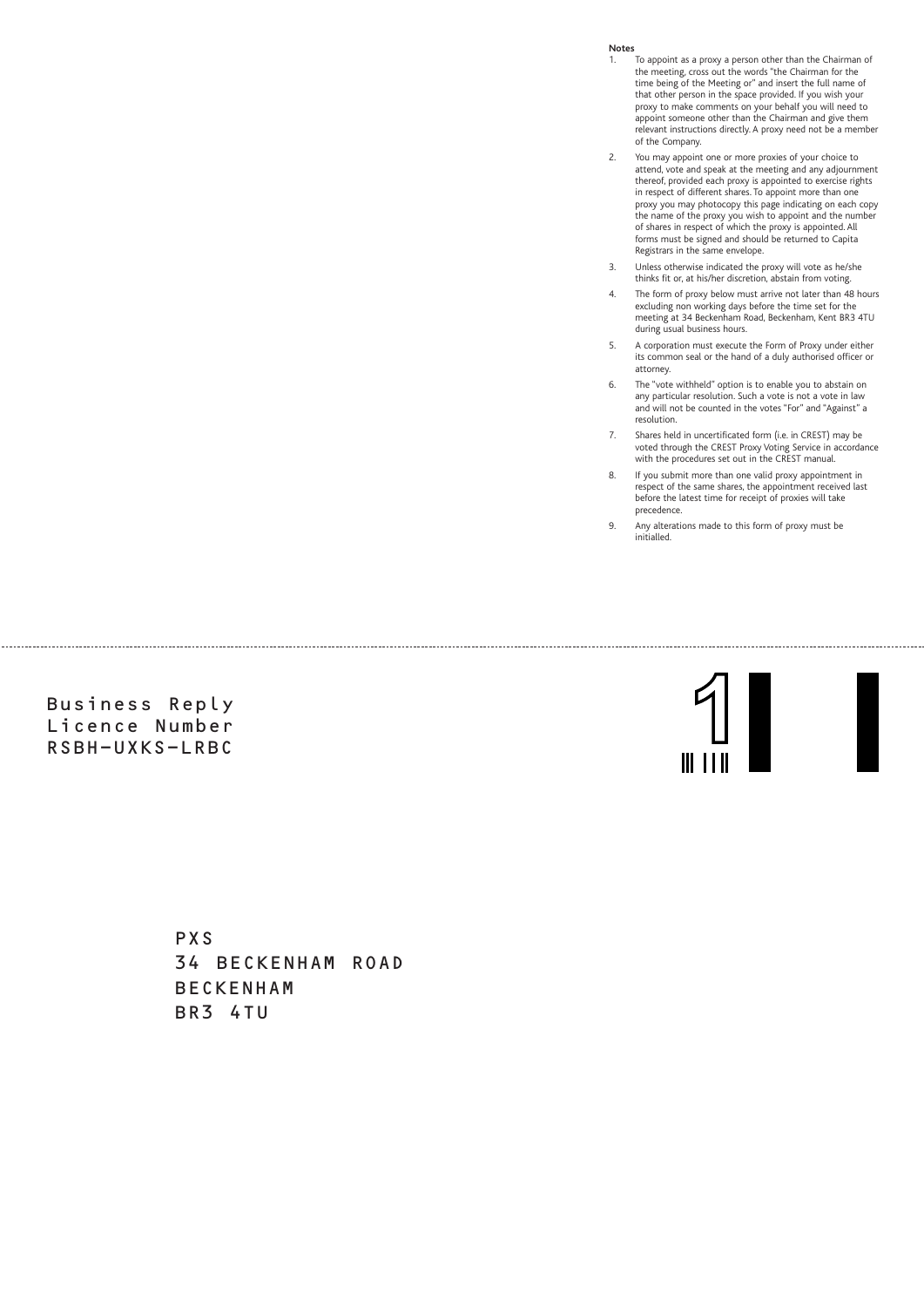**Notes**

1. To appoint as a proxy a person other than the Chairman of the meeting, cross out the words "the Chairman for the time being of the Meeting or" and insert the full name of that other person in the space provided. If you wish your proxy to make comments on your behalf you will need to appoint someone other than the Chairman and give them relevant instructions directly. A proxy need not be a member of the Company.
2. You may appoint one or more proxies of your choice to attend, vote and speak at the meeting and any adjournment thereof, provided each proxy is appointed to exercise rights in respect of different shares. To appoint more than one proxy you may photocopy this page indicating on each copy the name of the proxy you wish to appoint and the number of shares in respect of which the proxy is appointed. All forms must be signed and should be returned to Capita Registrars in the same envelope.
3. Unless otherwise indicated the proxy will vote as he/she thinks fit or, at his/her discretion, abstain from voting.
4. The form of proxy below must arrive not later than 48 hours excluding non working days before the time set for the meeting at 34 Beckenham Road, Beckenham, Kent BR3 4TU during usual business hours.
5. A corporation must execute the Form of Proxy under either its common seal or the hand of a duly authorised officer or attorney.
6. The "vote withheld" option is to enable you to abstain on any particular resolution. Such a vote is not a vote in law and will not be counted in the votes "For" and "Against" a resolution.
7. Shares held in uncertificated form (i.e. in CREST) may be voted through the CREST Proxy Voting Service in accordance with the procedures set out in the CREST manual.
8. If you submit more than one valid proxy appointment in respect of the same shares, the appointment received last before the latest time for receipt of proxies will take precedence.
9. Any alterations made to this form of proxy must be initialled.

Business Reply
Licence Number
RSBH-UXKS-LRBC

1

PXS
34 BECKENHAM ROAD
BECKENHAM
BR3 4TU